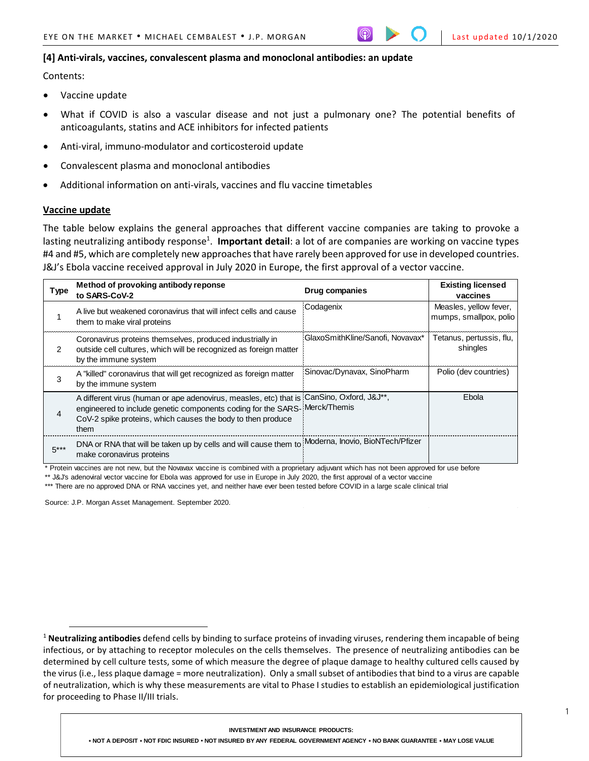### [4] Anti-virals, vaccines, convalescent plasma and monoclonal antibodies: an update

Contents:

- Vaccine update
- What if COVID is also a vascular disease and not just a pulmonary one? The potential benefits of anticoagulants, statins and ACE inhibitors for infected patients
- Anti-viral, immuno-modulator and corticosteroid update
- Convalescent plasma and monoclonal antibodies
- Additional information on anti-virals, vaccines and flu vaccine timetables

## Vaccine update

The table below explains the general approaches that different vaccine companies are taking to provoke a lasting neutralizing antibody response[1]. **Important detail**: a lot of are companies are working on vaccine types #4 and #5, which are completely new approaches that have rarely been approved for use in developed countries. J&J's Ebola vaccine received approval in July 2020 in Europe, the first approval of a vector vaccine.

| Type | Method of provoking antibody reponse to SARS-CoV-2 | Drug companies | Existing licensed vaccines |
|---|---|---|---|
| 1 | A live but weakened coronavirus that will infect cells and cause them to make viral proteins | Codagenix | Measles, yellow fever, mumps, smallpox, polio |
| 2 | Coronavirus proteins themselves, produced industrially in outside cell cultures, which will be recognized as foreign matter by the immune system | GlaxoSmithKline/Sanofi, Novavax* | Tetanus, pertussis, flu, shingles |
| 3 | A "killed" coronavirus that will get recognized as foreign matter by the immune system | Sinovac/Dynavax, SinoPharm | Polio (dev countries) |
| 4 | A different virus (human or ape adenovirus, measles, etc) that is engineered to include genetic components coding for the SARS-CoV-2 spike proteins, which causes the body to then produce them | CanSino, Oxford, J&J**, Merck/Themis | Ebola |
| 5*** | DNA or RNA that will be taken up by cells and will cause them to make coronavirus proteins | Moderna, Inovio, BioNTech/Pfizer | |

\* Protein vaccines are not new, but the Novavax vaccine is combined with a proprietary adjuvant which has not been approved for use before
** J&J's adenoviral vector vaccine for Ebola was approved for use in Europe in July 2020, the first approval of a vector vaccine
*** There are no approved DNA or RNA vaccines yet, and neither have ever been tested before COVID in a large scale clinical trial

Source: J.P. Morgan Asset Management. September 2020.

[1] **Neutralizing antibodies** defend cells by binding to surface proteins of invading viruses, rendering them incapable of being infectious, or by attaching to receptor molecules on the cells themselves. The presence of neutralizing antibodies can be determined by cell culture tests, some of which measure the degree of plaque damage to healthy cultured cells caused by the virus (i.e., less plaque damage = more neutralization). Only a small subset of antibodies that bind to a virus are capable of neutralization, which is why these measurements are vital to Phase I studies to establish an epidemiological justification for proceeding to Phase II/III trials.

INVESTMENT AND INSURANCE PRODUCTS:
• NOT A DEPOSIT • NOT FDIC INSURED • NOT INSURED BY ANY FEDERAL GOVERNMENT AGENCY • NO BANK GUARANTEE • MAY LOSE VALUE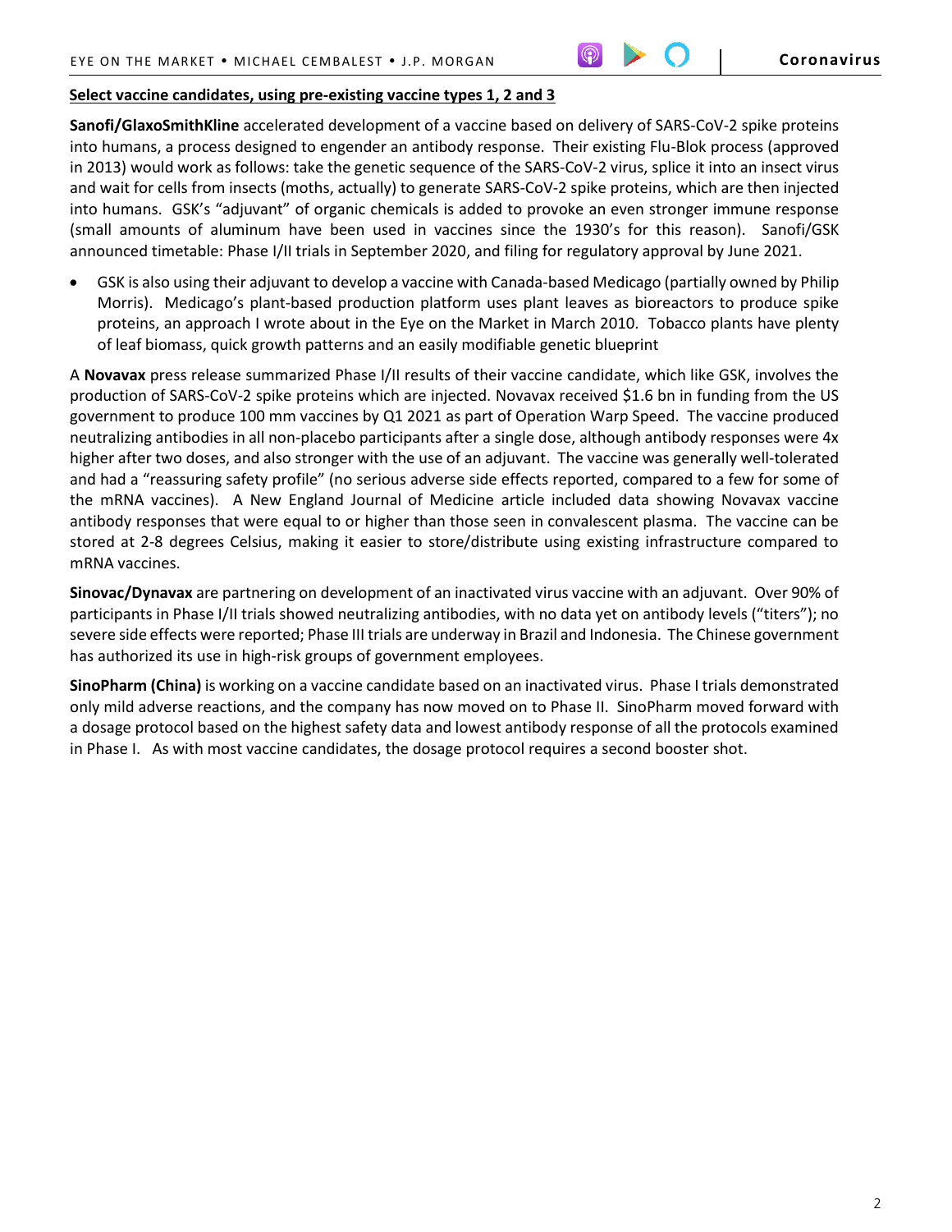**Select vaccine candidates, using pre-existing vaccine types 1, 2 and 3**

**Sanofi/GlaxoSmithKline** accelerated development of a vaccine based on delivery of SARS-CoV-2 spike proteins into humans, a process designed to engender an antibody response. Their existing Flu-Blok process (approved in 2013) would work as follows: take the genetic sequence of the SARS-CoV-2 virus, splice it into an insect virus and wait for cells from insects (moths, actually) to generate SARS-CoV-2 spike proteins, which are then injected into humans. GSK's "adjuvant" of organic chemicals is added to provoke an even stronger immune response (small amounts of aluminum have been used in vaccines since the 1930's for this reason). Sanofi/GSK announced timetable: Phase I/II trials in September 2020, and filing for regulatory approval by June 2021.

- GSK is also using their adjuvant to develop a vaccine with Canada-based Medicago (partially owned by Philip Morris). Medicago's plant-based production platform uses plant leaves as bioreactors to produce spike proteins, an approach I wrote about in the Eye on the Market in March 2010. Tobacco plants have plenty of leaf biomass, quick growth patterns and an easily modifiable genetic blueprint

A **Novavax** press release summarized Phase I/II results of their vaccine candidate, which like GSK, involves the production of SARS-CoV-2 spike proteins which are injected. Novavax received $1.6 bn in funding from the US government to produce 100 mm vaccines by Q1 2021 as part of Operation Warp Speed. The vaccine produced neutralizing antibodies in all non-placebo participants after a single dose, although antibody responses were 4x higher after two doses, and also stronger with the use of an adjuvant. The vaccine was generally well-tolerated and had a "reassuring safety profile" (no serious adverse side effects reported, compared to a few for some of the mRNA vaccines). A New England Journal of Medicine article included data showing Novavax vaccine antibody responses that were equal to or higher than those seen in convalescent plasma. The vaccine can be stored at 2-8 degrees Celsius, making it easier to store/distribute using existing infrastructure compared to mRNA vaccines.

**Sinovac/Dynavax** are partnering on development of an inactivated virus vaccine with an adjuvant. Over 90% of participants in Phase I/II trials showed neutralizing antibodies, with no data yet on antibody levels ("titers"); no severe side effects were reported; Phase III trials are underway in Brazil and Indonesia. The Chinese government has authorized its use in high-risk groups of government employees.

**SinoPharm (China)** is working on a vaccine candidate based on an inactivated virus. Phase I trials demonstrated only mild adverse reactions, and the company has now moved on to Phase II. SinoPharm moved forward with a dosage protocol based on the highest safety data and lowest antibody response of all the protocols examined in Phase I. As with most vaccine candidates, the dosage protocol requires a second booster shot.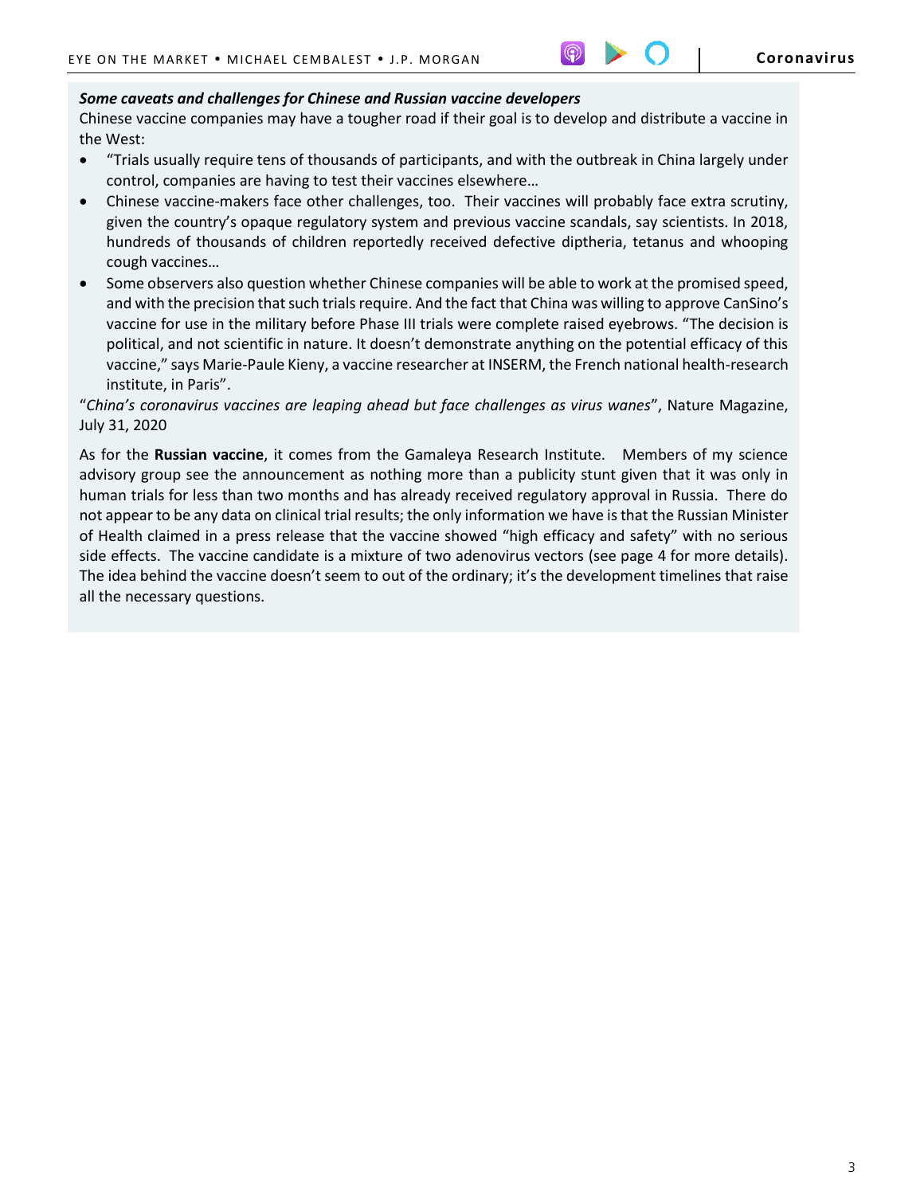***Some caveats and challenges for Chinese and Russian vaccine developers***

Chinese vaccine companies may have a tougher road if their goal is to develop and distribute a vaccine in the West:

- "Trials usually require tens of thousands of participants, and with the outbreak in China largely under control, companies are having to test their vaccines elsewhere…
- Chinese vaccine-makers face other challenges, too. Their vaccines will probably face extra scrutiny, given the country's opaque regulatory system and previous vaccine scandals, say scientists. In 2018, hundreds of thousands of children reportedly received defective diptheria, tetanus and whooping cough vaccines…
- Some observers also question whether Chinese companies will be able to work at the promised speed, and with the precision that such trials require. And the fact that China was willing to approve CanSino's vaccine for use in the military before Phase III trials were complete raised eyebrows. "The decision is political, and not scientific in nature. It doesn't demonstrate anything on the potential efficacy of this vaccine," says Marie-Paule Kieny, a vaccine researcher at INSERM, the French national health-research institute, in Paris".

"*China's coronavirus vaccines are leaping ahead but face challenges as virus wanes*", Nature Magazine, July 31, 2020

As for the **Russian vaccine**, it comes from the Gamaleya Research Institute. Members of my science advisory group see the announcement as nothing more than a publicity stunt given that it was only in human trials for less than two months and has already received regulatory approval in Russia. There do not appear to be any data on clinical trial results; the only information we have is that the Russian Minister of Health claimed in a press release that the vaccine showed "high efficacy and safety" with no serious side effects. The vaccine candidate is a mixture of two adenovirus vectors (see page 4 for more details). The idea behind the vaccine doesn't seem to out of the ordinary; it's the development timelines that raise all the necessary questions.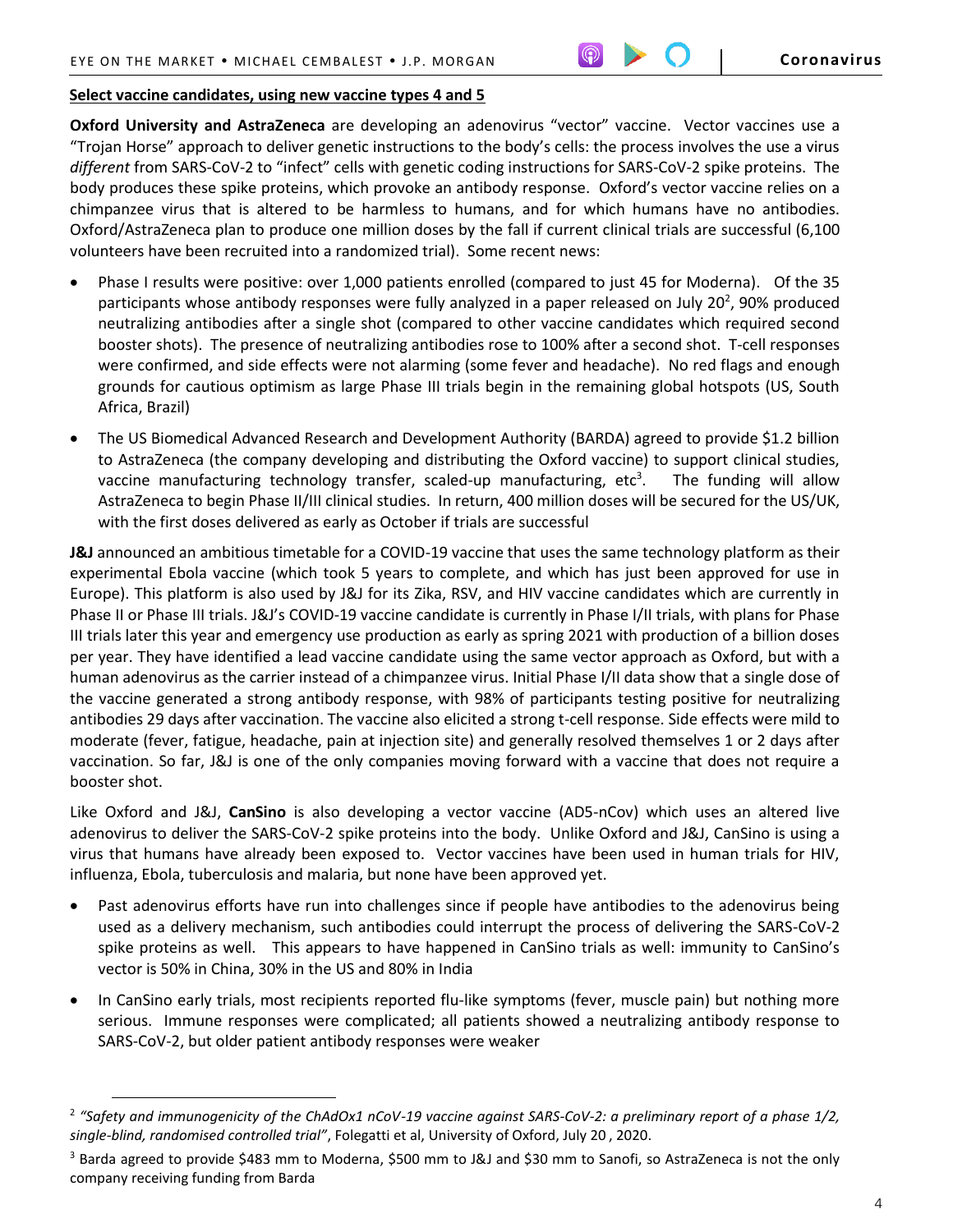**Select vaccine candidates, using new vaccine types 4 and 5**

**Oxford University and AstraZeneca** are developing an adenovirus "vector" vaccine. Vector vaccines use a "Trojan Horse" approach to deliver genetic instructions to the body's cells: the process involves the use a virus *different* from SARS-CoV-2 to "infect" cells with genetic coding instructions for SARS-CoV-2 spike proteins. The body produces these spike proteins, which provoke an antibody response. Oxford's vector vaccine relies on a chimpanzee virus that is altered to be harmless to humans, and for which humans have no antibodies. Oxford/AstraZeneca plan to produce one million doses by the fall if current clinical trials are successful (6,100 volunteers have been recruited into a randomized trial). Some recent news:

- Phase I results were positive: over 1,000 patients enrolled (compared to just 45 for Moderna). Of the 35 participants whose antibody responses were fully analyzed in a paper released on July 20[2], 90% produced neutralizing antibodies after a single shot (compared to other vaccine candidates which required second booster shots). The presence of neutralizing antibodies rose to 100% after a second shot. T-cell responses were confirmed, and side effects were not alarming (some fever and headache). No red flags and enough grounds for cautious optimism as large Phase III trials begin in the remaining global hotspots (US, South Africa, Brazil)
- The US Biomedical Advanced Research and Development Authority (BARDA) agreed to provide $1.2 billion to AstraZeneca (the company developing and distributing the Oxford vaccine) to support clinical studies, vaccine manufacturing technology transfer, scaled-up manufacturing, etc[3]. The funding will allow AstraZeneca to begin Phase II/III clinical studies. In return, 400 million doses will be secured for the US/UK, with the first doses delivered as early as October if trials are successful

**J&J** announced an ambitious timetable for a COVID-19 vaccine that uses the same technology platform as their experimental Ebola vaccine (which took 5 years to complete, and which has just been approved for use in Europe). This platform is also used by J&J for its Zika, RSV, and HIV vaccine candidates which are currently in Phase II or Phase III trials. J&J's COVID-19 vaccine candidate is currently in Phase I/II trials, with plans for Phase III trials later this year and emergency use production as early as spring 2021 with production of a billion doses per year. They have identified a lead vaccine candidate using the same vector approach as Oxford, but with a human adenovirus as the carrier instead of a chimpanzee virus. Initial Phase I/II data show that a single dose of the vaccine generated a strong antibody response, with 98% of participants testing positive for neutralizing antibodies 29 days after vaccination. The vaccine also elicited a strong t-cell response. Side effects were mild to moderate (fever, fatigue, headache, pain at injection site) and generally resolved themselves 1 or 2 days after vaccination. So far, J&J is one of the only companies moving forward with a vaccine that does not require a booster shot.

Like Oxford and J&J, **CanSino** is also developing a vector vaccine (AD5-nCov) which uses an altered live adenovirus to deliver the SARS-CoV-2 spike proteins into the body. Unlike Oxford and J&J, CanSino is using a virus that humans have already been exposed to. Vector vaccines have been used in human trials for HIV, influenza, Ebola, tuberculosis and malaria, but none have been approved yet.

- Past adenovirus efforts have run into challenges since if people have antibodies to the adenovirus being used as a delivery mechanism, such antibodies could interrupt the process of delivering the SARS-CoV-2 spike proteins as well. This appears to have happened in CanSino trials as well: immunity to CanSino's vector is 50% in China, 30% in the US and 80% in India
- In CanSino early trials, most recipients reported flu-like symptoms (fever, muscle pain) but nothing more serious. Immune responses were complicated; all patients showed a neutralizing antibody response to SARS-CoV-2, but older patient antibody responses were weaker

---

[2] *"Safety and immunogenicity of the ChAdOx1 nCoV-19 vaccine against SARS-CoV-2: a preliminary report of a phase 1/2, single-blind, randomised controlled trial"*, Folegatti et al, University of Oxford, July 20 , 2020.

[3] Barda agreed to provide $483 mm to Moderna, $500 mm to J&J and $30 mm to Sanofi, so AstraZeneca is not the only company receiving funding from Barda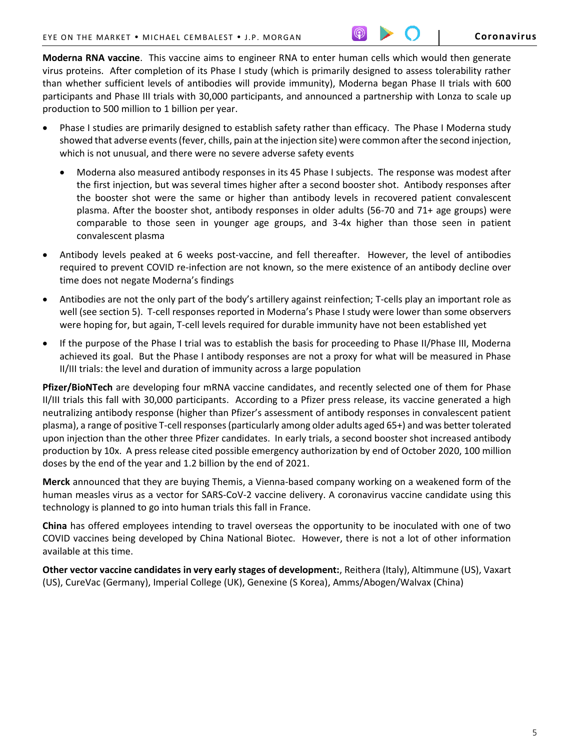**Moderna RNA vaccine**. This vaccine aims to engineer RNA to enter human cells which would then generate virus proteins. After completion of its Phase I study (which is primarily designed to assess tolerability rather than whether sufficient levels of antibodies will provide immunity), Moderna began Phase II trials with 600 participants and Phase III trials with 30,000 participants, and announced a partnership with Lonza to scale up production to 500 million to 1 billion per year.

- Phase I studies are primarily designed to establish safety rather than efficacy. The Phase I Moderna study showed that adverse events (fever, chills, pain at the injection site) were common after the second injection, which is not unusual, and there were no severe adverse safety events
  - Moderna also measured antibody responses in its 45 Phase I subjects. The response was modest after the first injection, but was several times higher after a second booster shot. Antibody responses after the booster shot were the same or higher than antibody levels in recovered patient convalescent plasma. After the booster shot, antibody responses in older adults (56-70 and 71+ age groups) were comparable to those seen in younger age groups, and 3-4x higher than those seen in patient convalescent plasma
- Antibody levels peaked at 6 weeks post-vaccine, and fell thereafter. However, the level of antibodies required to prevent COVID re-infection are not known, so the mere existence of an antibody decline over time does not negate Moderna's findings
- Antibodies are not the only part of the body's artillery against reinfection; T-cells play an important role as well (see section 5). T-cell responses reported in Moderna's Phase I study were lower than some observers were hoping for, but again, T-cell levels required for durable immunity have not been established yet
- If the purpose of the Phase I trial was to establish the basis for proceeding to Phase II/Phase III, Moderna achieved its goal. But the Phase I antibody responses are not a proxy for what will be measured in Phase II/III trials: the level and duration of immunity across a large population

**Pfizer/BioNTech** are developing four mRNA vaccine candidates, and recently selected one of them for Phase II/III trials this fall with 30,000 participants. According to a Pfizer press release, its vaccine generated a high neutralizing antibody response (higher than Pfizer's assessment of antibody responses in convalescent patient plasma), a range of positive T-cell responses (particularly among older adults aged 65+) and was better tolerated upon injection than the other three Pfizer candidates. In early trials, a second booster shot increased antibody production by 10x. A press release cited possible emergency authorization by end of October 2020, 100 million doses by the end of the year and 1.2 billion by the end of 2021.

**Merck** announced that they are buying Themis, a Vienna-based company working on a weakened form of the human measles virus as a vector for SARS-CoV-2 vaccine delivery. A coronavirus vaccine candidate using this technology is planned to go into human trials this fall in France.

**China** has offered employees intending to travel overseas the opportunity to be inoculated with one of two COVID vaccines being developed by China National Biotec. However, there is not a lot of other information available at this time.

**Other vector vaccine candidates in very early stages of development:**, Reithera (Italy), Altimmune (US), Vaxart (US), CureVac (Germany), Imperial College (UK), Genexine (S Korea), Amms/Abogen/Walvax (China)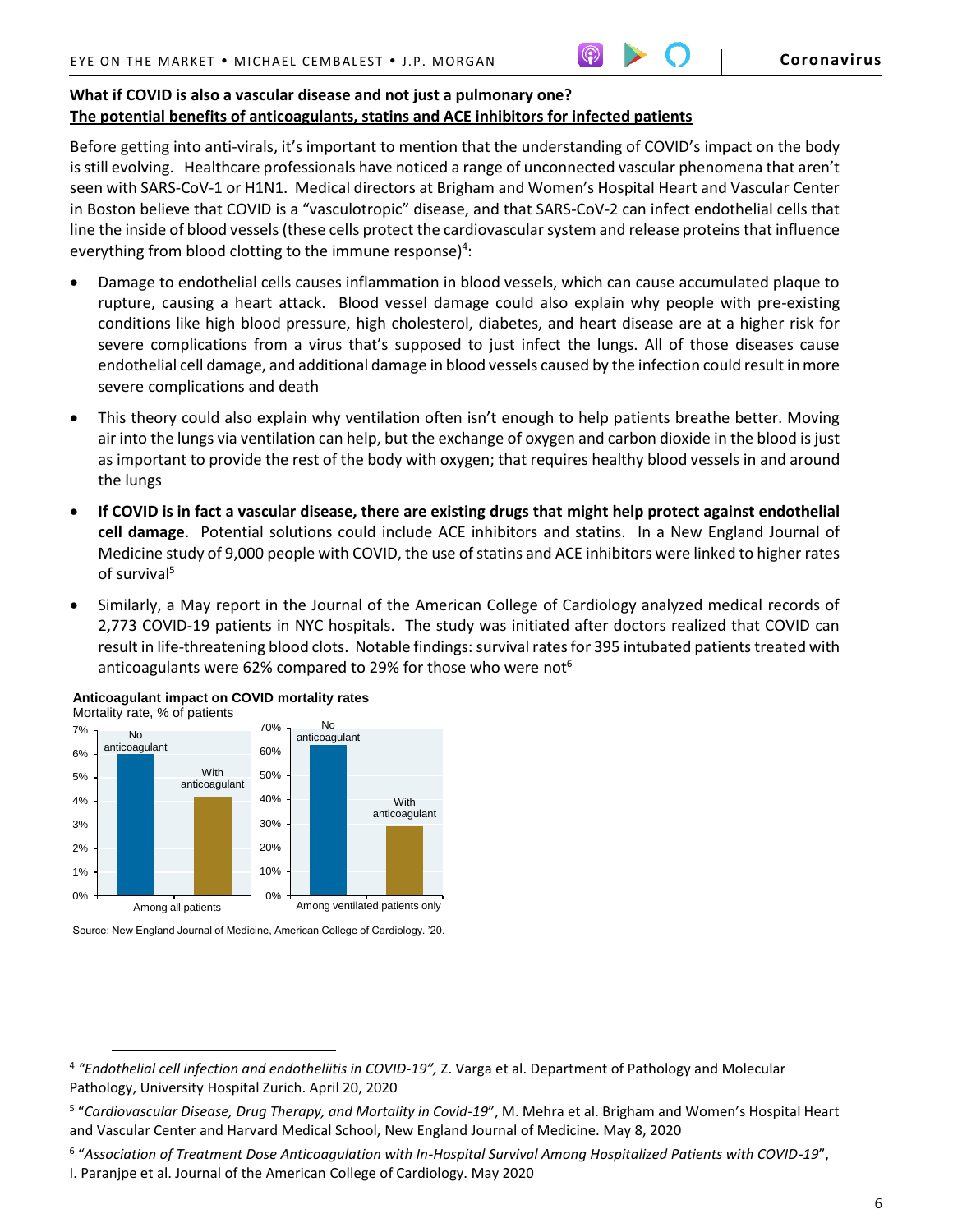**What if COVID is also a vascular disease and not just a pulmonary one?**

**The potential benefits of anticoagulants, statins and ACE inhibitors for infected patients**

Before getting into anti-virals, it's important to mention that the understanding of COVID's impact on the body is still evolving. Healthcare professionals have noticed a range of unconnected vascular phenomena that aren't seen with SARS-CoV-1 or H1N1. Medical directors at Brigham and Women's Hospital Heart and Vascular Center in Boston believe that COVID is a "vasculotropic" disease, and that SARS-CoV-2 can infect endothelial cells that line the inside of blood vessels (these cells protect the cardiovascular system and release proteins that influence everything from blood clotting to the immune response)[4]:

- Damage to endothelial cells causes inflammation in blood vessels, which can cause accumulated plaque to rupture, causing a heart attack. Blood vessel damage could also explain why people with pre-existing conditions like high blood pressure, high cholesterol, diabetes, and heart disease are at a higher risk for severe complications from a virus that's supposed to just infect the lungs. All of those diseases cause endothelial cell damage, and additional damage in blood vessels caused by the infection could result in more severe complications and death
- This theory could also explain why ventilation often isn't enough to help patients breathe better. Moving air into the lungs via ventilation can help, but the exchange of oxygen and carbon dioxide in the blood is just as important to provide the rest of the body with oxygen; that requires healthy blood vessels in and around the lungs
- **If COVID is in fact a vascular disease, there are existing drugs that might help protect against endothelial cell damage**. Potential solutions could include ACE inhibitors and statins. In a New England Journal of Medicine study of 9,000 people with COVID, the use of statins and ACE inhibitors were linked to higher rates of survival[5]
- Similarly, a May report in the Journal of the American College of Cardiology analyzed medical records of 2,773 COVID-19 patients in NYC hospitals. The study was initiated after doctors realized that COVID can result in life-threatening blood clots. Notable findings: survival rates for 395 intubated patients treated with anticoagulants were 62% compared to 29% for those who were not[6]

**Anticoagulant impact on COVID mortality rates**

Mortality rate, % of patients

| | No anticoagulant | With anticoagulant |
|---|---|---|
| Among all patients | ~6% | ~4.2% |
| Among ventilated patients only | ~63% | ~29% |

Source: New England Journal of Medicine, American College of Cardiology. '20.

---

[4] *"Endothelial cell infection and endotheliitis in COVID-19",* Z. Varga et al. Department of Pathology and Molecular Pathology, University Hospital Zurich. April 20, 2020

[5] "*Cardiovascular Disease, Drug Therapy, and Mortality in Covid-19*", M. Mehra et al. Brigham and Women's Hospital Heart and Vascular Center and Harvard Medical School, New England Journal of Medicine. May 8, 2020

[6] "*Association of Treatment Dose Anticoagulation with In-Hospital Survival Among Hospitalized Patients with COVID-19*", I. Paranjpe et al. Journal of the American College of Cardiology. May 2020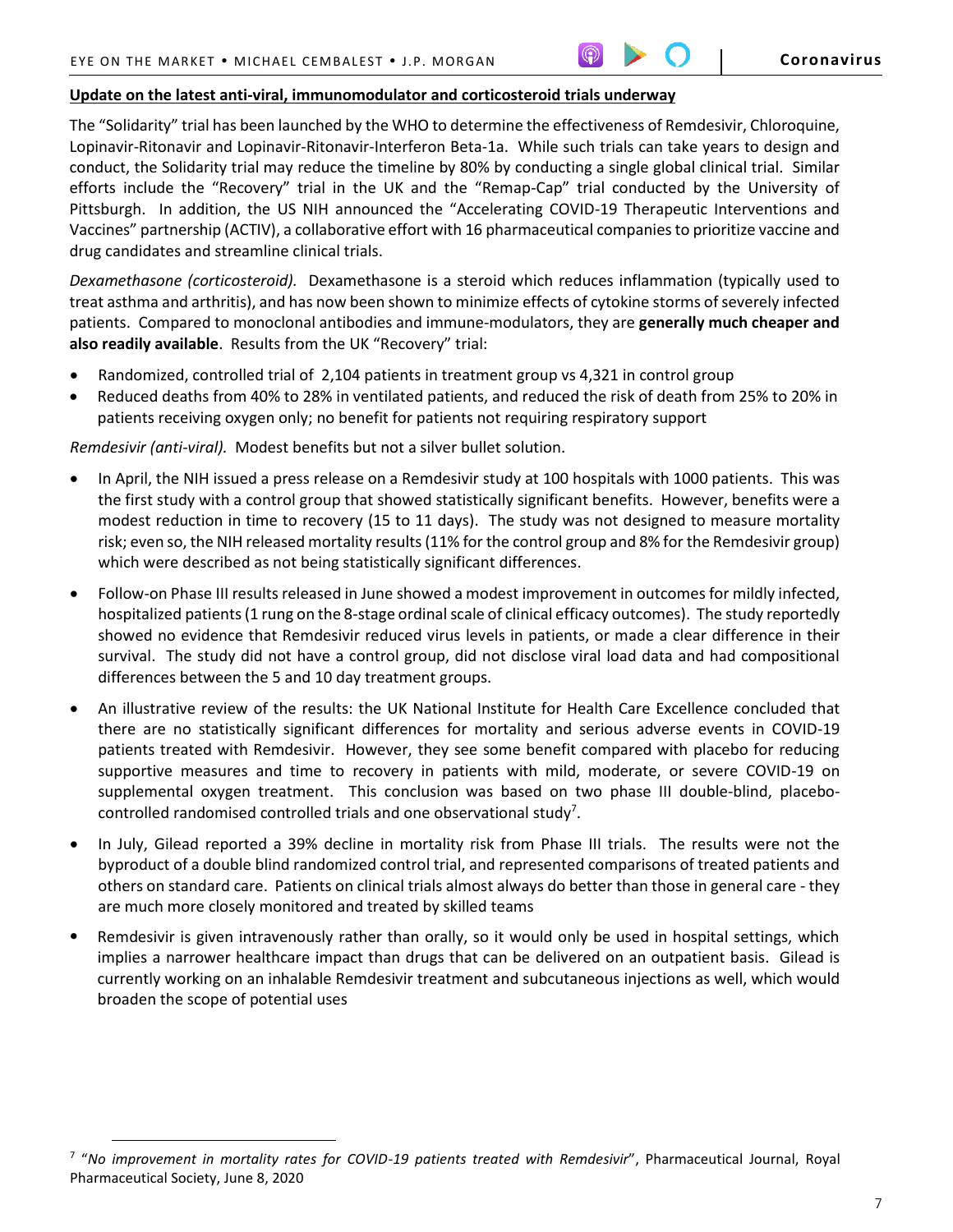**Update on the latest anti-viral, immunomodulator and corticosteroid trials underway**

The "Solidarity" trial has been launched by the WHO to determine the effectiveness of Remdesivir, Chloroquine, Lopinavir-Ritonavir and Lopinavir-Ritonavir-Interferon Beta-1a. While such trials can take years to design and conduct, the Solidarity trial may reduce the timeline by 80% by conducting a single global clinical trial. Similar efforts include the "Recovery" trial in the UK and the "Remap-Cap" trial conducted by the University of Pittsburgh. In addition, the US NIH announced the "Accelerating COVID-19 Therapeutic Interventions and Vaccines" partnership (ACTIV), a collaborative effort with 16 pharmaceutical companies to prioritize vaccine and drug candidates and streamline clinical trials.

*Dexamethasone (corticosteroid).* Dexamethasone is a steroid which reduces inflammation (typically used to treat asthma and arthritis), and has now been shown to minimize effects of cytokine storms of severely infected patients. Compared to monoclonal antibodies and immune-modulators, they are **generally much cheaper and also readily available**. Results from the UK "Recovery" trial:

- Randomized, controlled trial of 2,104 patients in treatment group vs 4,321 in control group
- Reduced deaths from 40% to 28% in ventilated patients, and reduced the risk of death from 25% to 20% in patients receiving oxygen only; no benefit for patients not requiring respiratory support

*Remdesivir (anti-viral).* Modest benefits but not a silver bullet solution.

- In April, the NIH issued a press release on a Remdesivir study at 100 hospitals with 1000 patients. This was the first study with a control group that showed statistically significant benefits. However, benefits were a modest reduction in time to recovery (15 to 11 days). The study was not designed to measure mortality risk; even so, the NIH released mortality results (11% for the control group and 8% for the Remdesivir group) which were described as not being statistically significant differences.
- Follow-on Phase III results released in June showed a modest improvement in outcomes for mildly infected, hospitalized patients (1 rung on the 8-stage ordinal scale of clinical efficacy outcomes). The study reportedly showed no evidence that Remdesivir reduced virus levels in patients, or made a clear difference in their survival. The study did not have a control group, did not disclose viral load data and had compositional differences between the 5 and 10 day treatment groups.
- An illustrative review of the results: the UK National Institute for Health Care Excellence concluded that there are no statistically significant differences for mortality and serious adverse events in COVID-19 patients treated with Remdesivir. However, they see some benefit compared with placebo for reducing supportive measures and time to recovery in patients with mild, moderate, or severe COVID-19 on supplemental oxygen treatment. This conclusion was based on two phase III double-blind, placebo-controlled randomised controlled trials and one observational study[7].
- In July, Gilead reported a 39% decline in mortality risk from Phase III trials. The results were not the byproduct of a double blind randomized control trial, and represented comparisons of treated patients and others on standard care. Patients on clinical trials almost always do better than those in general care - they are much more closely monitored and treated by skilled teams
- Remdesivir is given intravenously rather than orally, so it would only be used in hospital settings, which implies a narrower healthcare impact than drugs that can be delivered on an outpatient basis. Gilead is currently working on an inhalable Remdesivir treatment and subcutaneous injections as well, which would broaden the scope of potential uses

[7] "*No improvement in mortality rates for COVID-19 patients treated with Remdesivir*", Pharmaceutical Journal, Royal Pharmaceutical Society, June 8, 2020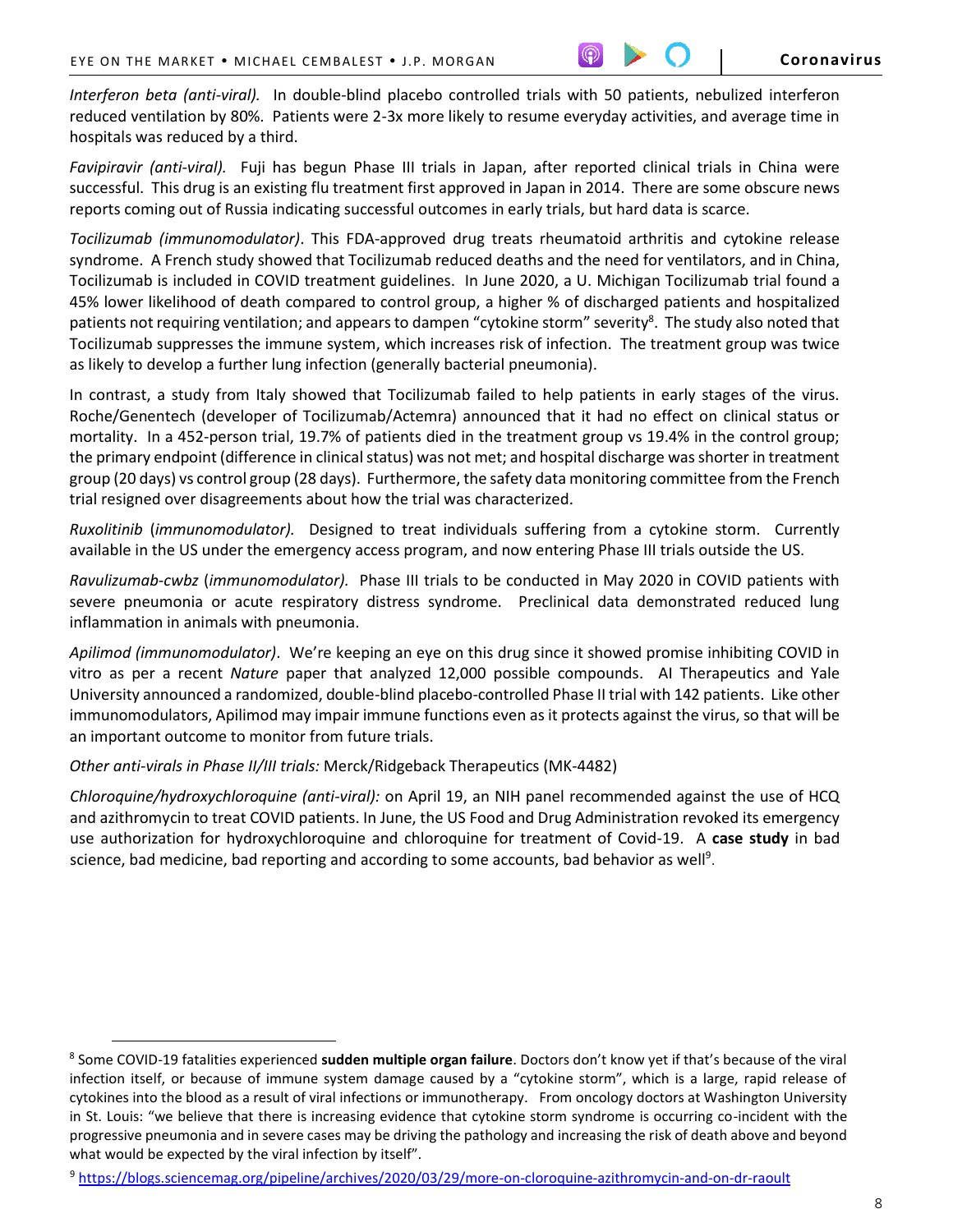*Interferon beta (anti-viral).* In double-blind placebo controlled trials with 50 patients, nebulized interferon reduced ventilation by 80%. Patients were 2-3x more likely to resume everyday activities, and average time in hospitals was reduced by a third.

*Favipiravir (anti-viral).* Fuji has begun Phase III trials in Japan, after reported clinical trials in China were successful. This drug is an existing flu treatment first approved in Japan in 2014. There are some obscure news reports coming out of Russia indicating successful outcomes in early trials, but hard data is scarce.

*Tocilizumab (immunomodulator)*. This FDA-approved drug treats rheumatoid arthritis and cytokine release syndrome. A French study showed that Tocilizumab reduced deaths and the need for ventilators, and in China, Tocilizumab is included in COVID treatment guidelines. In June 2020, a U. Michigan Tocilizumab trial found a 45% lower likelihood of death compared to control group, a higher % of discharged patients and hospitalized patients not requiring ventilation; and appears to dampen "cytokine storm" severity[8]. The study also noted that Tocilizumab suppresses the immune system, which increases risk of infection. The treatment group was twice as likely to develop a further lung infection (generally bacterial pneumonia).

In contrast, a study from Italy showed that Tocilizumab failed to help patients in early stages of the virus. Roche/Genentech (developer of Tocilizumab/Actemra) announced that it had no effect on clinical status or mortality. In a 452-person trial, 19.7% of patients died in the treatment group vs 19.4% in the control group; the primary endpoint (difference in clinical status) was not met; and hospital discharge was shorter in treatment group (20 days) vs control group (28 days). Furthermore, the safety data monitoring committee from the French trial resigned over disagreements about how the trial was characterized.

*Ruxolitinib* (*immunomodulator).* Designed to treat individuals suffering from a cytokine storm. Currently available in the US under the emergency access program, and now entering Phase III trials outside the US.

*Ravulizumab-cwbz* (*immunomodulator).* Phase III trials to be conducted in May 2020 in COVID patients with severe pneumonia or acute respiratory distress syndrome. Preclinical data demonstrated reduced lung inflammation in animals with pneumonia.

*Apilimod (immunomodulator)*. We're keeping an eye on this drug since it showed promise inhibiting COVID in vitro as per a recent *Nature* paper that analyzed 12,000 possible compounds. AI Therapeutics and Yale University announced a randomized, double-blind placebo-controlled Phase II trial with 142 patients. Like other immunomodulators, Apilimod may impair immune functions even as it protects against the virus, so that will be an important outcome to monitor from future trials.

*Other anti-virals in Phase II/III trials:* Merck/Ridgeback Therapeutics (MK-4482)

*Chloroquine/hydroxychloroquine (anti-viral):* on April 19, an NIH panel recommended against the use of HCQ and azithromycin to treat COVID patients. In June, the US Food and Drug Administration revoked its emergency use authorization for hydroxychloroquine and chloroquine for treatment of Covid-19. A **case study** in bad science, bad medicine, bad reporting and according to some accounts, bad behavior as well[9].

---

[8] Some COVID-19 fatalities experienced **sudden multiple organ failure**. Doctors don't know yet if that's because of the viral infection itself, or because of immune system damage caused by a "cytokine storm", which is a large, rapid release of cytokines into the blood as a result of viral infections or immunotherapy. From oncology doctors at Washington University in St. Louis: "we believe that there is increasing evidence that cytokine storm syndrome is occurring co-incident with the progressive pneumonia and in severe cases may be driving the pathology and increasing the risk of death above and beyond what would be expected by the viral infection by itself".

[9] https://blogs.sciencemag.org/pipeline/archives/2020/03/29/more-on-cloroquine-azithromycin-and-on-dr-raoult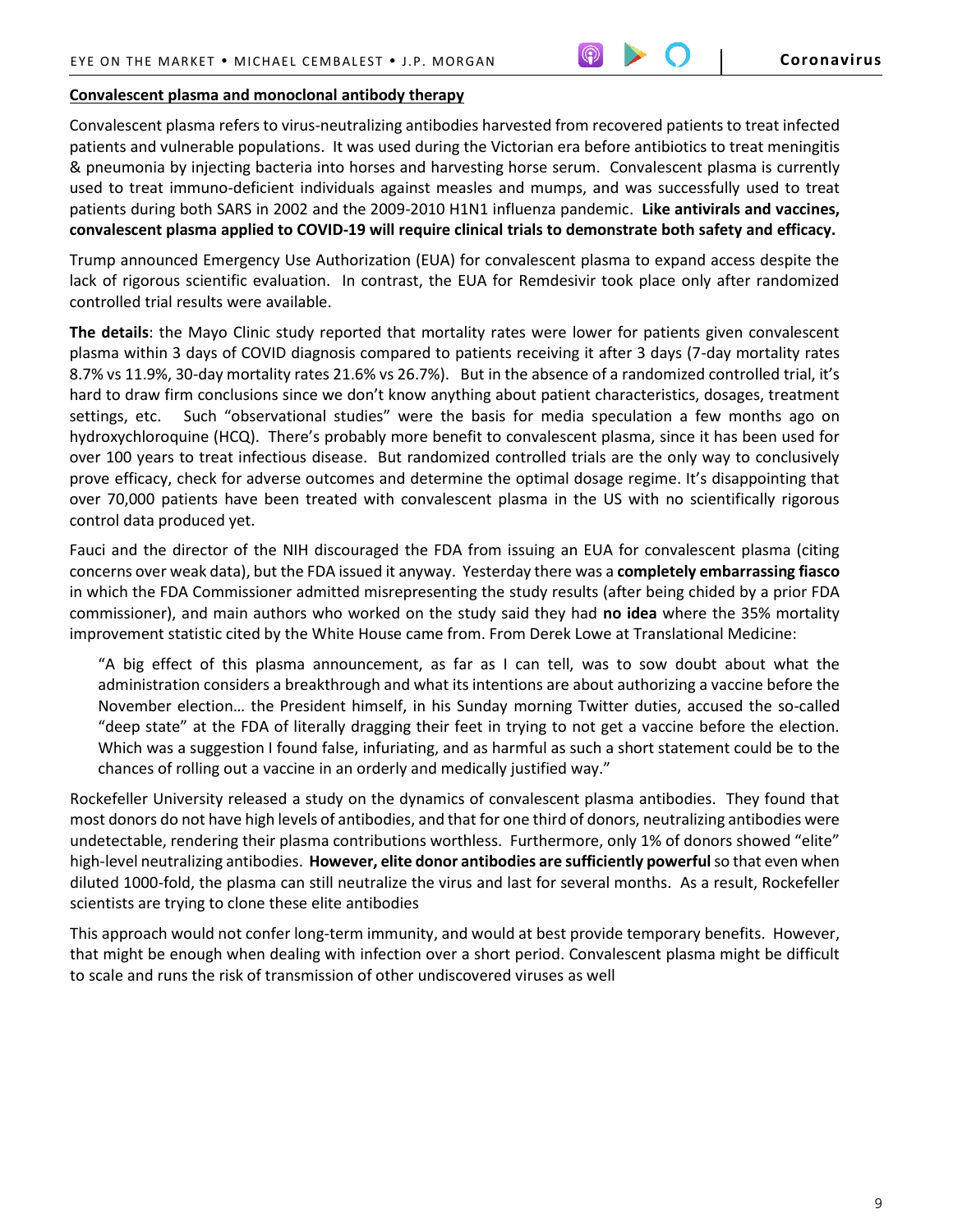## Convalescent plasma and monoclonal antibody therapy

Convalescent plasma refers to virus-neutralizing antibodies harvested from recovered patients to treat infected patients and vulnerable populations. It was used during the Victorian era before antibiotics to treat meningitis & pneumonia by injecting bacteria into horses and harvesting horse serum. Convalescent plasma is currently used to treat immuno-deficient individuals against measles and mumps, and was successfully used to treat patients during both SARS in 2002 and the 2009-2010 H1N1 influenza pandemic. **Like antivirals and vaccines, convalescent plasma applied to COVID-19 will require clinical trials to demonstrate both safety and efficacy.**

Trump announced Emergency Use Authorization (EUA) for convalescent plasma to expand access despite the lack of rigorous scientific evaluation. In contrast, the EUA for Remdesivir took place only after randomized controlled trial results were available.

**The details**: the Mayo Clinic study reported that mortality rates were lower for patients given convalescent plasma within 3 days of COVID diagnosis compared to patients receiving it after 3 days (7-day mortality rates 8.7% vs 11.9%, 30-day mortality rates 21.6% vs 26.7%). But in the absence of a randomized controlled trial, it's hard to draw firm conclusions since we don't know anything about patient characteristics, dosages, treatment settings, etc. Such "observational studies" were the basis for media speculation a few months ago on hydroxychloroquine (HCQ). There's probably more benefit to convalescent plasma, since it has been used for over 100 years to treat infectious disease. But randomized controlled trials are the only way to conclusively prove efficacy, check for adverse outcomes and determine the optimal dosage regime. It's disappointing that over 70,000 patients have been treated with convalescent plasma in the US with no scientifically rigorous control data produced yet.

Fauci and the director of the NIH discouraged the FDA from issuing an EUA for convalescent plasma (citing concerns over weak data), but the FDA issued it anyway. Yesterday there was a **completely embarrassing fiasco** in which the FDA Commissioner admitted misrepresenting the study results (after being chided by a prior FDA commissioner), and main authors who worked on the study said they had **no idea** where the 35% mortality improvement statistic cited by the White House came from. From Derek Lowe at Translational Medicine:

> "A big effect of this plasma announcement, as far as I can tell, was to sow doubt about what the administration considers a breakthrough and what its intentions are about authorizing a vaccine before the November election… the President himself, in his Sunday morning Twitter duties, accused the so-called "deep state" at the FDA of literally dragging their feet in trying to not get a vaccine before the election. Which was a suggestion I found false, infuriating, and as harmful as such a short statement could be to the chances of rolling out a vaccine in an orderly and medically justified way."

Rockefeller University released a study on the dynamics of convalescent plasma antibodies. They found that most donors do not have high levels of antibodies, and that for one third of donors, neutralizing antibodies were undetectable, rendering their plasma contributions worthless. Furthermore, only 1% of donors showed "elite" high-level neutralizing antibodies. **However, elite donor antibodies are sufficiently powerful** so that even when diluted 1000-fold, the plasma can still neutralize the virus and last for several months. As a result, Rockefeller scientists are trying to clone these elite antibodies

This approach would not confer long-term immunity, and would at best provide temporary benefits. However, that might be enough when dealing with infection over a short period. Convalescent plasma might be difficult to scale and runs the risk of transmission of other undiscovered viruses as well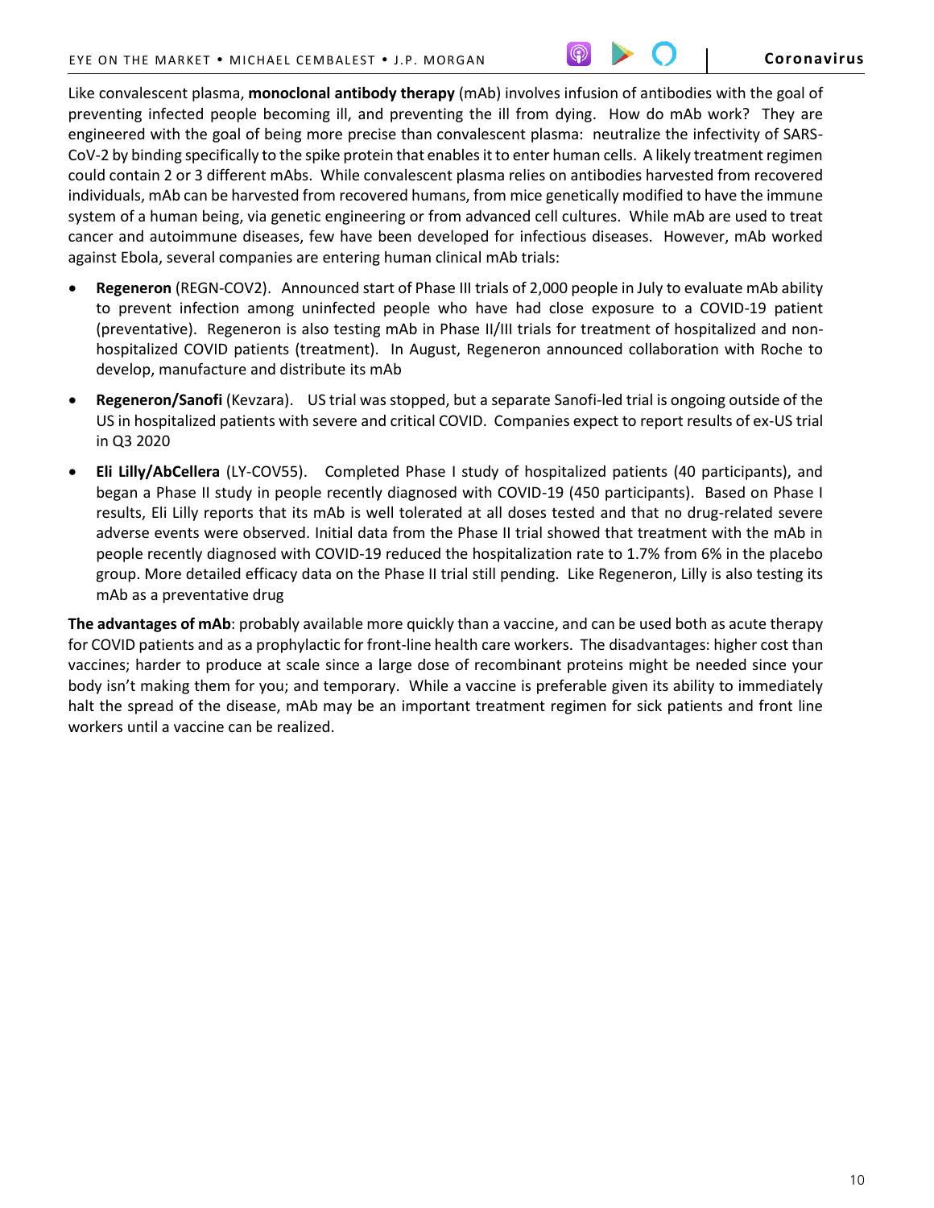Like convalescent plasma, **monoclonal antibody therapy** (mAb) involves infusion of antibodies with the goal of preventing infected people becoming ill, and preventing the ill from dying. How do mAb work? They are engineered with the goal of being more precise than convalescent plasma: neutralize the infectivity of SARS-CoV-2 by binding specifically to the spike protein that enables it to enter human cells. A likely treatment regimen could contain 2 or 3 different mAbs. While convalescent plasma relies on antibodies harvested from recovered individuals, mAb can be harvested from recovered humans, from mice genetically modified to have the immune system of a human being, via genetic engineering or from advanced cell cultures. While mAb are used to treat cancer and autoimmune diseases, few have been developed for infectious diseases. However, mAb worked against Ebola, several companies are entering human clinical mAb trials:

- **Regeneron** (REGN-COV2). Announced start of Phase III trials of 2,000 people in July to evaluate mAb ability to prevent infection among uninfected people who have had close exposure to a COVID-19 patient (preventative). Regeneron is also testing mAb in Phase II/III trials for treatment of hospitalized and non-hospitalized COVID patients (treatment). In August, Regeneron announced collaboration with Roche to develop, manufacture and distribute its mAb
- **Regeneron/Sanofi** (Kevzara). US trial was stopped, but a separate Sanofi-led trial is ongoing outside of the US in hospitalized patients with severe and critical COVID. Companies expect to report results of ex-US trial in Q3 2020
- **Eli Lilly/AbCellera** (LY-COV55). Completed Phase I study of hospitalized patients (40 participants), and began a Phase II study in people recently diagnosed with COVID-19 (450 participants). Based on Phase I results, Eli Lilly reports that its mAb is well tolerated at all doses tested and that no drug-related severe adverse events were observed. Initial data from the Phase II trial showed that treatment with the mAb in people recently diagnosed with COVID-19 reduced the hospitalization rate to 1.7% from 6% in the placebo group. More detailed efficacy data on the Phase II trial still pending. Like Regeneron, Lilly is also testing its mAb as a preventative drug

**The advantages of mAb**: probably available more quickly than a vaccine, and can be used both as acute therapy for COVID patients and as a prophylactic for front-line health care workers. The disadvantages: higher cost than vaccines; harder to produce at scale since a large dose of recombinant proteins might be needed since your body isn't making them for you; and temporary. While a vaccine is preferable given its ability to immediately halt the spread of the disease, mAb may be an important treatment regimen for sick patients and front line workers until a vaccine can be realized.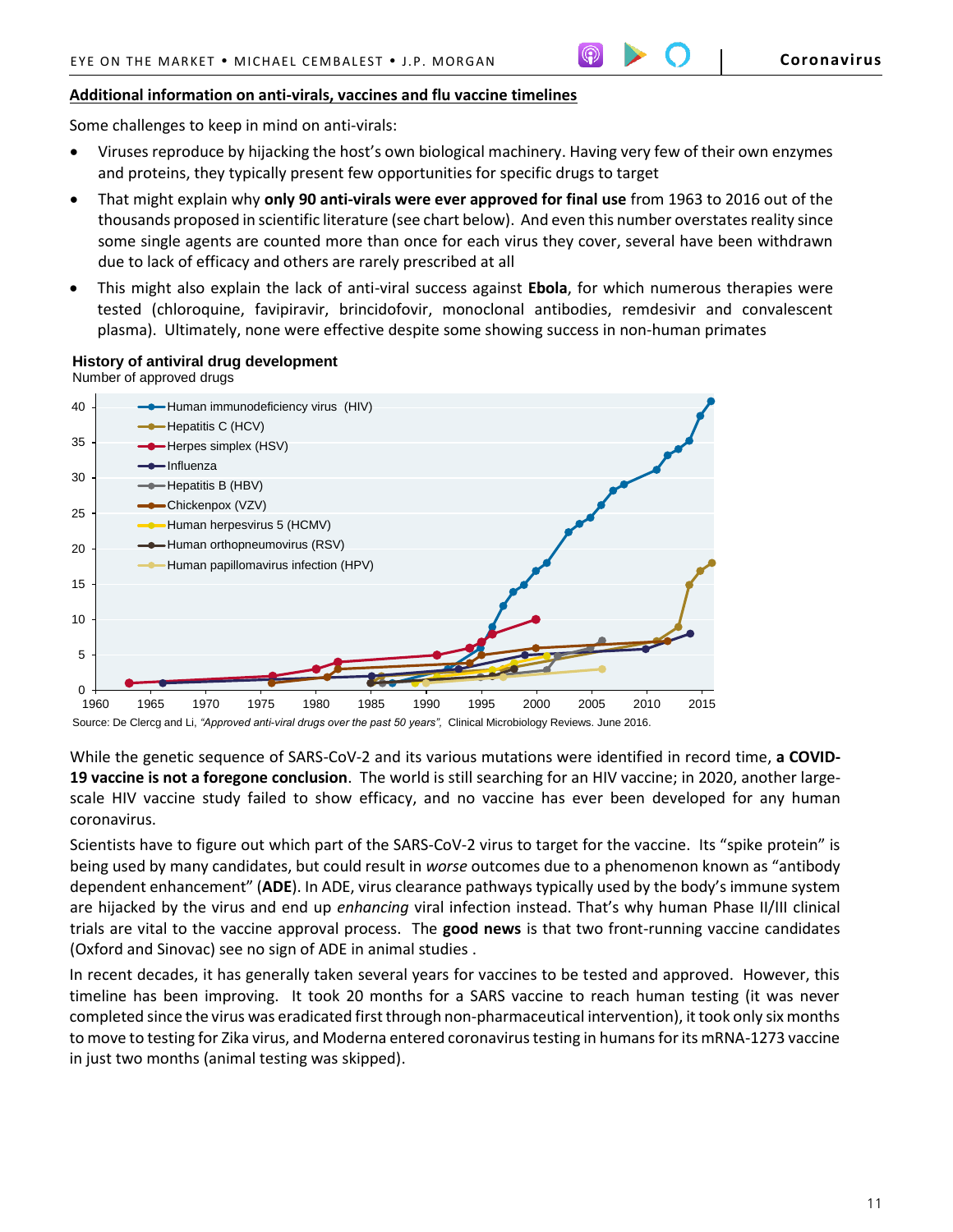## Additional information on anti-virals, vaccines and flu vaccine timelines

Some challenges to keep in mind on anti-virals:

- Viruses reproduce by hijacking the host's own biological machinery. Having very few of their own enzymes and proteins, they typically present few opportunities for specific drugs to target
- That might explain why **only 90 anti-virals were ever approved for final use** from 1963 to 2016 out of the thousands proposed in scientific literature (see chart below). And even this number overstates reality since some single agents are counted more than once for each virus they cover, several have been withdrawn due to lack of efficacy and others are rarely prescribed at all
- This might also explain the lack of anti-viral success against **Ebola**, for which numerous therapies were tested (chloroquine, favipiravir, brincidofovir, monoclonal antibodies, remdesivir and convalescent plasma). Ultimately, none were effective despite some showing success in non-human primates

**History of antiviral drug development**
Number of approved drugs

Source: De Clercg and Li, *"Approved anti-viral drugs over the past 50 years"*, Clinical Microbiology Reviews. June 2016.

While the genetic sequence of SARS-CoV-2 and its various mutations were identified in record time, **a COVID-19 vaccine is not a foregone conclusion**. The world is still searching for an HIV vaccine; in 2020, another large-scale HIV vaccine study failed to show efficacy, and no vaccine has ever been developed for any human coronavirus.

Scientists have to figure out which part of the SARS-CoV-2 virus to target for the vaccine. Its "spike protein" is being used by many candidates, but could result in *worse* outcomes due to a phenomenon known as "antibody dependent enhancement" (**ADE**). In ADE, virus clearance pathways typically used by the body's immune system are hijacked by the virus and end up *enhancing* viral infection instead. That's why human Phase II/III clinical trials are vital to the vaccine approval process. The **good news** is that two front-running vaccine candidates (Oxford and Sinovac) see no sign of ADE in animal studies .

In recent decades, it has generally taken several years for vaccines to be tested and approved. However, this timeline has been improving. It took 20 months for a SARS vaccine to reach human testing (it was never completed since the virus was eradicated first through non-pharmaceutical intervention), it took only six months to move to testing for Zika virus, and Moderna entered coronavirus testing in humans for its mRNA-1273 vaccine in just two months (animal testing was skipped).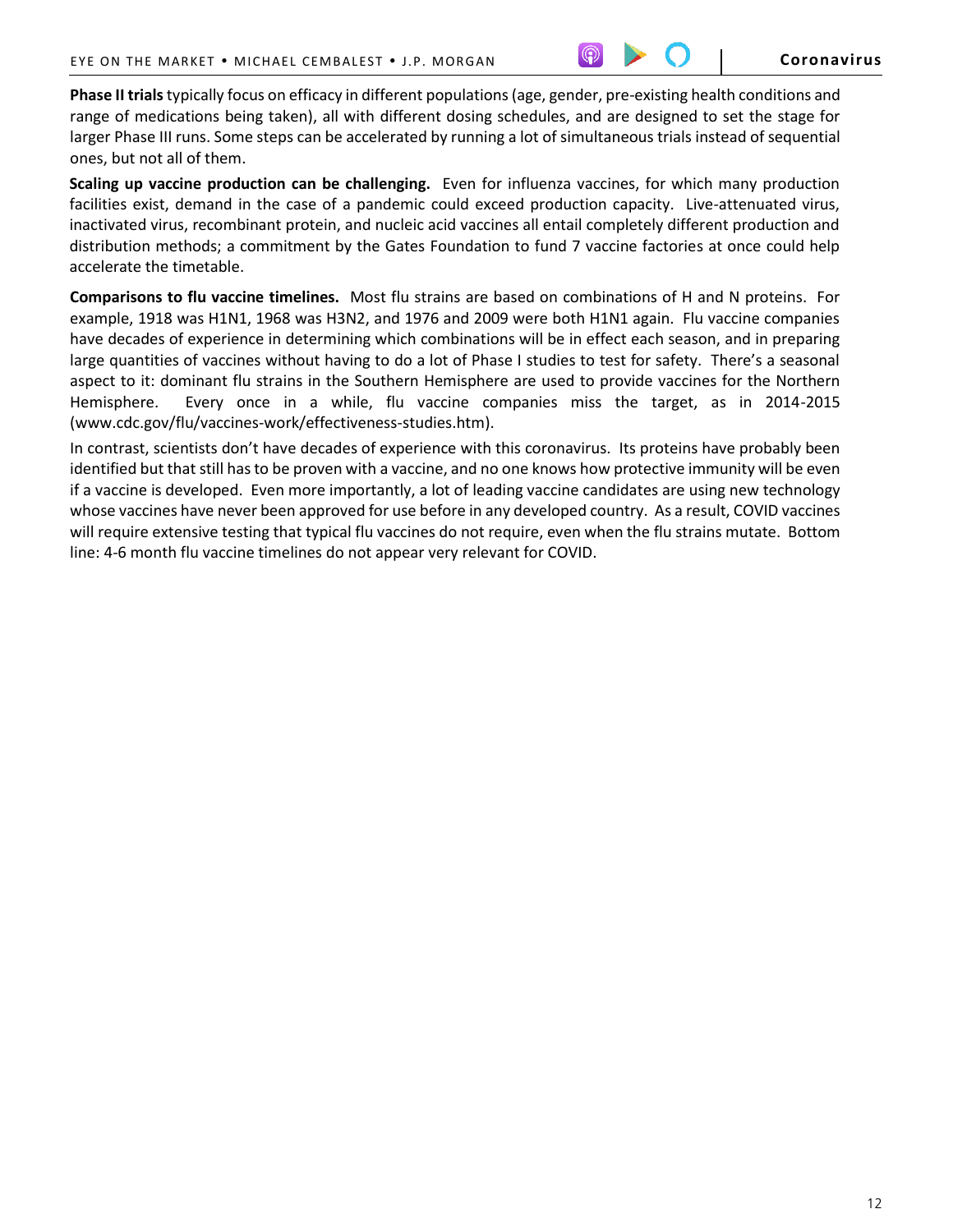**Phase II trials** typically focus on efficacy in different populations (age, gender, pre-existing health conditions and range of medications being taken), all with different dosing schedules, and are designed to set the stage for larger Phase III runs. Some steps can be accelerated by running a lot of simultaneous trials instead of sequential ones, but not all of them.

**Scaling up vaccine production can be challenging.** Even for influenza vaccines, for which many production facilities exist, demand in the case of a pandemic could exceed production capacity. Live-attenuated virus, inactivated virus, recombinant protein, and nucleic acid vaccines all entail completely different production and distribution methods; a commitment by the Gates Foundation to fund 7 vaccine factories at once could help accelerate the timetable.

**Comparisons to flu vaccine timelines.** Most flu strains are based on combinations of H and N proteins. For example, 1918 was H1N1, 1968 was H3N2, and 1976 and 2009 were both H1N1 again. Flu vaccine companies have decades of experience in determining which combinations will be in effect each season, and in preparing large quantities of vaccines without having to do a lot of Phase I studies to test for safety. There's a seasonal aspect to it: dominant flu strains in the Southern Hemisphere are used to provide vaccines for the Northern Hemisphere. Every once in a while, flu vaccine companies miss the target, as in 2014-2015 (www.cdc.gov/flu/vaccines-work/effectiveness-studies.htm).

In contrast, scientists don't have decades of experience with this coronavirus. Its proteins have probably been identified but that still has to be proven with a vaccine, and no one knows how protective immunity will be even if a vaccine is developed. Even more importantly, a lot of leading vaccine candidates are using new technology whose vaccines have never been approved for use before in any developed country. As a result, COVID vaccines will require extensive testing that typical flu vaccines do not require, even when the flu strains mutate. Bottom line: 4-6 month flu vaccine timelines do not appear very relevant for COVID.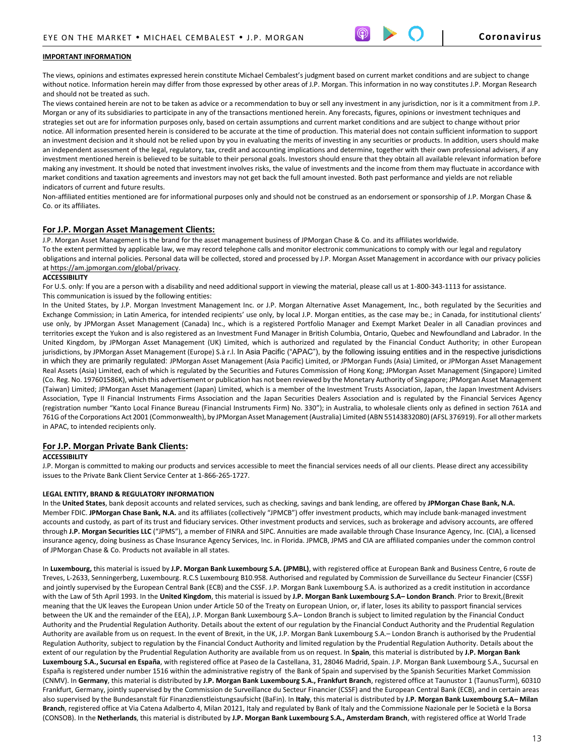**IMPORTANT INFORMATION**

The views, opinions and estimates expressed herein constitute Michael Cembalest's judgment based on current market conditions and are subject to change without notice. Information herein may differ from those expressed by other areas of J.P. Morgan. This information in no way constitutes J.P. Morgan Research and should not be treated as such.

The views contained herein are not to be taken as advice or a recommendation to buy or sell any investment in any jurisdiction, nor is it a commitment from J.P. Morgan or any of its subsidiaries to participate in any of the transactions mentioned herein. Any forecasts, figures, opinions or investment techniques and strategies set out are for information purposes only, based on certain assumptions and current market conditions and are subject to change without prior notice. All information presented herein is considered to be accurate at the time of production. This material does not contain sufficient information to support an investment decision and it should not be relied upon by you in evaluating the merits of investing in any securities or products. In addition, users should make an independent assessment of the legal, regulatory, tax, credit and accounting implications and determine, together with their own professional advisers, if any investment mentioned herein is believed to be suitable to their personal goals. Investors should ensure that they obtain all available relevant information before making any investment. It should be noted that investment involves risks, the value of investments and the income from them may fluctuate in accordance with market conditions and taxation agreements and investors may not get back the full amount invested. Both past performance and yields are not reliable indicators of current and future results.

Non-affiliated entities mentioned are for informational purposes only and should not be construed as an endorsement or sponsorship of J.P. Morgan Chase & Co. or its affiliates.

## For J.P. Morgan Asset Management Clients:

J.P. Morgan Asset Management is the brand for the asset management business of JPMorgan Chase & Co. and its affiliates worldwide.

To the extent permitted by applicable law, we may record telephone calls and monitor electronic communications to comply with our legal and regulatory obligations and internal policies. Personal data will be collected, stored and processed by J.P. Morgan Asset Management in accordance with our privacy policies at https://am.jpmorgan.com/global/privacy.

**ACCESSIBILITY**

For U.S. only: If you are a person with a disability and need additional support in viewing the material, please call us at 1-800-343-1113 for assistance.

This communication is issued by the following entities:

In the United States, by J.P. Morgan Investment Management Inc. or J.P. Morgan Alternative Asset Management, Inc., both regulated by the Securities and Exchange Commission; in Latin America, for intended recipients' use only, by local J.P. Morgan entities, as the case may be.; in Canada, for institutional clients' use only, by JPMorgan Asset Management (Canada) Inc., which is a registered Portfolio Manager and Exempt Market Dealer in all Canadian provinces and territories except the Yukon and is also registered as an Investment Fund Manager in British Columbia, Ontario, Quebec and Newfoundland and Labrador. In the United Kingdom, by JPMorgan Asset Management (UK) Limited, which is authorized and regulated by the Financial Conduct Authority; in other European jurisdictions, by JPMorgan Asset Management (Europe) S.à r.l. In Asia Pacific ("APAC"), by the following issuing entities and in the respective jurisdictions in which they are primarily regulated: JPMorgan Asset Management (Asia Pacific) Limited, or JPMorgan Funds (Asia) Limited, or JPMorgan Asset Management Real Assets (Asia) Limited, each of which is regulated by the Securities and Futures Commission of Hong Kong; JPMorgan Asset Management (Singapore) Limited (Co. Reg. No. 197601586K), which this advertisement or publication has not been reviewed by the Monetary Authority of Singapore; JPMorgan Asset Management (Taiwan) Limited; JPMorgan Asset Management (Japan) Limited, which is a member of the Investment Trusts Association, Japan, the Japan Investment Advisers Association, Type II Financial Instruments Firms Association and the Japan Securities Dealers Association and is regulated by the Financial Services Agency (registration number "Kanto Local Finance Bureau (Financial Instruments Firm) No. 330"); in Australia, to wholesale clients only as defined in section 761A and 761G of the Corporations Act 2001 (Commonwealth), by JPMorgan Asset Management (Australia) Limited (ABN 55143832080) (AFSL 376919). For all other markets in APAC, to intended recipients only.

## For J.P. Morgan Private Bank Clients:

**ACCESSIBILITY**

J.P. Morgan is committed to making our products and services accessible to meet the financial services needs of all our clients. Please direct any accessibility issues to the Private Bank Client Service Center at 1-866-265-1727.

**LEGAL ENTITY, BRAND & REGULATORY INFORMATION**

In the **United States**, bank deposit accounts and related services, such as checking, savings and bank lending, are offered by **JPMorgan Chase Bank, N.A.** Member FDIC. **JPMorgan Chase Bank, N.A.** and its affiliates (collectively "JPMCB") offer investment products, which may include bank-managed investment accounts and custody, as part of its trust and fiduciary services. Other investment products and services, such as brokerage and advisory accounts, are offered through **J.P. Morgan Securities LLC** ("JPMS"), a member of FINRA and SIPC. Annuities are made available through Chase Insurance Agency, Inc. (CIA), a licensed insurance agency, doing business as Chase Insurance Agency Services, Inc. in Florida. JPMCB, JPMS and CIA are affiliated companies under the common control of JPMorgan Chase & Co. Products not available in all states.

In **Luxembourg,** this material is issued by **J.P. Morgan Bank Luxembourg S.A. (JPMBL)**, with registered office at European Bank and Business Centre, 6 route de Treves, L-2633, Senningerberg, Luxembourg. R.C.S Luxembourg B10.958. Authorised and regulated by Commission de Surveillance du Secteur Financier (CSSF) and jointly supervised by the European Central Bank (ECB) and the CSSF. J.P. Morgan Bank Luxembourg S.A. is authorized as a credit institution in accordance with the Law of 5th April 1993. In the **United Kingdom**, this material is issued by **J.P. Morgan Bank Luxembourg S.A– London Branch**. Prior to Brexit,(Brexit meaning that the UK leaves the European Union under Article 50 of the Treaty on European Union, or, if later, loses its ability to passport financial services between the UK and the remainder of the EEA), J.P. Morgan Bank Luxembourg S.A– London Branch is subject to limited regulation by the Financial Conduct Authority and the Prudential Regulation Authority. Details about the extent of our regulation by the Financial Conduct Authority and the Prudential Regulation Authority are available from us on request. In the event of Brexit, in the UK, J.P. Morgan Bank Luxembourg S.A.– London Branch is authorised by the Prudential Regulation Authority, subject to regulation by the Financial Conduct Authority and limited regulation by the Prudential Regulation Authority. Details about the extent of our regulation by the Prudential Regulation Authority are available from us on request. In **Spain**, this material is distributed by **J.P. Morgan Bank Luxembourg S.A., Sucursal en España**, with registered office at Paseo de la Castellana, 31, 28046 Madrid, Spain. J.P. Morgan Bank Luxembourg S.A., Sucursal en España is registered under number 1516 within the administrative registry of the Bank of Spain and supervised by the Spanish Securities Market Commission (CNMV). In **Germany**, this material is distributed by **J.P. Morgan Bank Luxembourg S.A., Frankfurt Branch**, registered office at Taunustor 1 (TaunusTurm), 60310 Frankfurt, Germany, jointly supervised by the Commission de Surveillance du Secteur Financier (CSSF) and the European Central Bank (ECB), and in certain areas also supervised by the Bundesanstalt für Finanzdienstleistungsaufsicht (BaFin). In **Italy**, this material is distributed by **J.P. Morgan Bank Luxembourg S.A– Milan Branch**, registered office at Via Catena Adalberto 4, Milan 20121, Italy and regulated by Bank of Italy and the Commissione Nazionale per le Società e la Borsa (CONSOB). In the **Netherlands**, this material is distributed by **J.P. Morgan Bank Luxembourg S.A., Amsterdam Branch**, with registered office at World Trade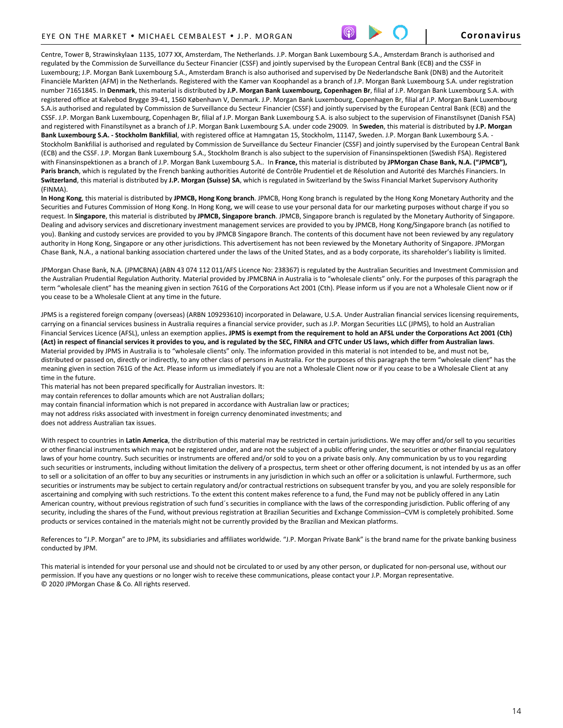Centre, Tower B, Strawinskylaan 1135, 1077 XX, Amsterdam, The Netherlands. J.P. Morgan Bank Luxembourg S.A., Amsterdam Branch is authorised and regulated by the Commission de Surveillance du Secteur Financier (CSSF) and jointly supervised by the European Central Bank (ECB) and the CSSF in Luxembourg; J.P. Morgan Bank Luxembourg S.A., Amsterdam Branch is also authorised and supervised by De Nederlandsche Bank (DNB) and the Autoriteit Financiële Markten (AFM) in the Netherlands. Registered with the Kamer van Koophandel as a branch of J.P. Morgan Bank Luxembourg S.A. under registration number 71651845. In **Denmark**, this material is distributed by **J.P. Morgan Bank Luxembourg, Copenhagen Br**, filial af J.P. Morgan Bank Luxembourg S.A. with registered office at Kalvebod Brygge 39-41, 1560 København V, Denmark. J.P. Morgan Bank Luxembourg, Copenhagen Br, filial af J.P. Morgan Bank Luxembourg S.A.is authorised and regulated by Commission de Surveillance du Secteur Financier (CSSF) and jointly supervised by the European Central Bank (ECB) and the CSSF. J.P. Morgan Bank Luxembourg, Copenhagen Br, filial af J.P. Morgan Bank Luxembourg S.A. is also subject to the supervision of Finanstilsynet (Danish FSA) and registered with Finanstilsynet as a branch of J.P. Morgan Bank Luxembourg S.A. under code 29009. In **Sweden**, this material is distributed by **J.P. Morgan Bank Luxembourg S.A. - Stockholm Bankfilial**, with registered office at Hamngatan 15, Stockholm, 11147, Sweden. J.P. Morgan Bank Luxembourg S.A. - Stockholm Bankfilial is authorised and regulated by Commission de Surveillance du Secteur Financier (CSSF) and jointly supervised by the European Central Bank (ECB) and the CSSF. J.P. Morgan Bank Luxembourg S.A., Stockholm Branch is also subject to the supervision of Finansinspektionen (Swedish FSA). Registered with Finansinspektionen as a branch of J.P. Morgan Bank Luxembourg S.A.. In **France,** this material is distributed by **JPMorgan Chase Bank, N.A. ("JPMCB"), Paris branch**, which is regulated by the French banking authorities Autorité de Contrôle Prudentiel et de Résolution and Autorité des Marchés Financiers. In **Switzerland**, this material is distributed by **J.P. Morgan (Suisse) SA**, which is regulated in Switzerland by the Swiss Financial Market Supervisory Authority (FINMA).

**In Hong Kong**, this material is distributed by **JPMCB, Hong Kong branch**. JPMCB, Hong Kong branch is regulated by the Hong Kong Monetary Authority and the Securities and Futures Commission of Hong Kong. In Hong Kong, we will cease to use your personal data for our marketing purposes without charge if you so request. In **Singapore**, this material is distributed by **JPMCB, Singapore branch**. JPMCB, Singapore branch is regulated by the Monetary Authority of Singapore. Dealing and advisory services and discretionary investment management services are provided to you by JPMCB, Hong Kong/Singapore branch (as notified to you). Banking and custody services are provided to you by JPMCB Singapore Branch. The contents of this document have not been reviewed by any regulatory authority in Hong Kong, Singapore or any other jurisdictions. This advertisement has not been reviewed by the Monetary Authority of Singapore. JPMorgan Chase Bank, N.A., a national banking association chartered under the laws of the United States, and as a body corporate, its shareholder's liability is limited.

JPMorgan Chase Bank, N.A. (JPMCBNA) (ABN 43 074 112 011/AFS Licence No: 238367) is regulated by the Australian Securities and Investment Commission and the Australian Prudential Regulation Authority. Material provided by JPMCBNA in Australia is to "wholesale clients" only. For the purposes of this paragraph the term "wholesale client" has the meaning given in section 761G of the Corporations Act 2001 (Cth). Please inform us if you are not a Wholesale Client now or if you cease to be a Wholesale Client at any time in the future.

JPMS is a registered foreign company (overseas) (ARBN 109293610) incorporated in Delaware, U.S.A. Under Australian financial services licensing requirements, carrying on a financial services business in Australia requires a financial service provider, such as J.P. Morgan Securities LLC (JPMS), to hold an Australian Financial Services Licence (AFSL), unless an exemption applies**. JPMS is exempt from the requirement to hold an AFSL under the Corporations Act 2001 (Cth) (Act) in respect of financial services it provides to you, and is regulated by the SEC, FINRA and CFTC under US laws, which differ from Australian laws**. Material provided by JPMS in Australia is to "wholesale clients" only. The information provided in this material is not intended to be, and must not be, distributed or passed on, directly or indirectly, to any other class of persons in Australia. For the purposes of this paragraph the term "wholesale client" has the meaning given in section 761G of the Act. Please inform us immediately if you are not a Wholesale Client now or if you cease to be a Wholesale Client at any time in the future.

This material has not been prepared specifically for Australian investors. It:
may contain references to dollar amounts which are not Australian dollars;
may contain financial information which is not prepared in accordance with Australian law or practices;
may not address risks associated with investment in foreign currency denominated investments; and
does not address Australian tax issues.

With respect to countries in **Latin America**, the distribution of this material may be restricted in certain jurisdictions. We may offer and/or sell to you securities or other financial instruments which may not be registered under, and are not the subject of a public offering under, the securities or other financial regulatory laws of your home country. Such securities or instruments are offered and/or sold to you on a private basis only. Any communication by us to you regarding such securities or instruments, including without limitation the delivery of a prospectus, term sheet or other offering document, is not intended by us as an offer to sell or a solicitation of an offer to buy any securities or instruments in any jurisdiction in which such an offer or a solicitation is unlawful. Furthermore, such securities or instruments may be subject to certain regulatory and/or contractual restrictions on subsequent transfer by you, and you are solely responsible for ascertaining and complying with such restrictions. To the extent this content makes reference to a fund, the Fund may not be publicly offered in any Latin American country, without previous registration of such fund´s securities in compliance with the laws of the corresponding jurisdiction. Public offering of any security, including the shares of the Fund, without previous registration at Brazilian Securities and Exchange Commission–CVM is completely prohibited. Some products or services contained in the materials might not be currently provided by the Brazilian and Mexican platforms.

References to "J.P. Morgan" are to JPM, its subsidiaries and affiliates worldwide. "J.P. Morgan Private Bank" is the brand name for the private banking business conducted by JPM.

This material is intended for your personal use and should not be circulated to or used by any other person, or duplicated for non-personal use, without our permission. If you have any questions or no longer wish to receive these communications, please contact your J.P. Morgan representative.
© 2020 JPMorgan Chase & Co. All rights reserved.